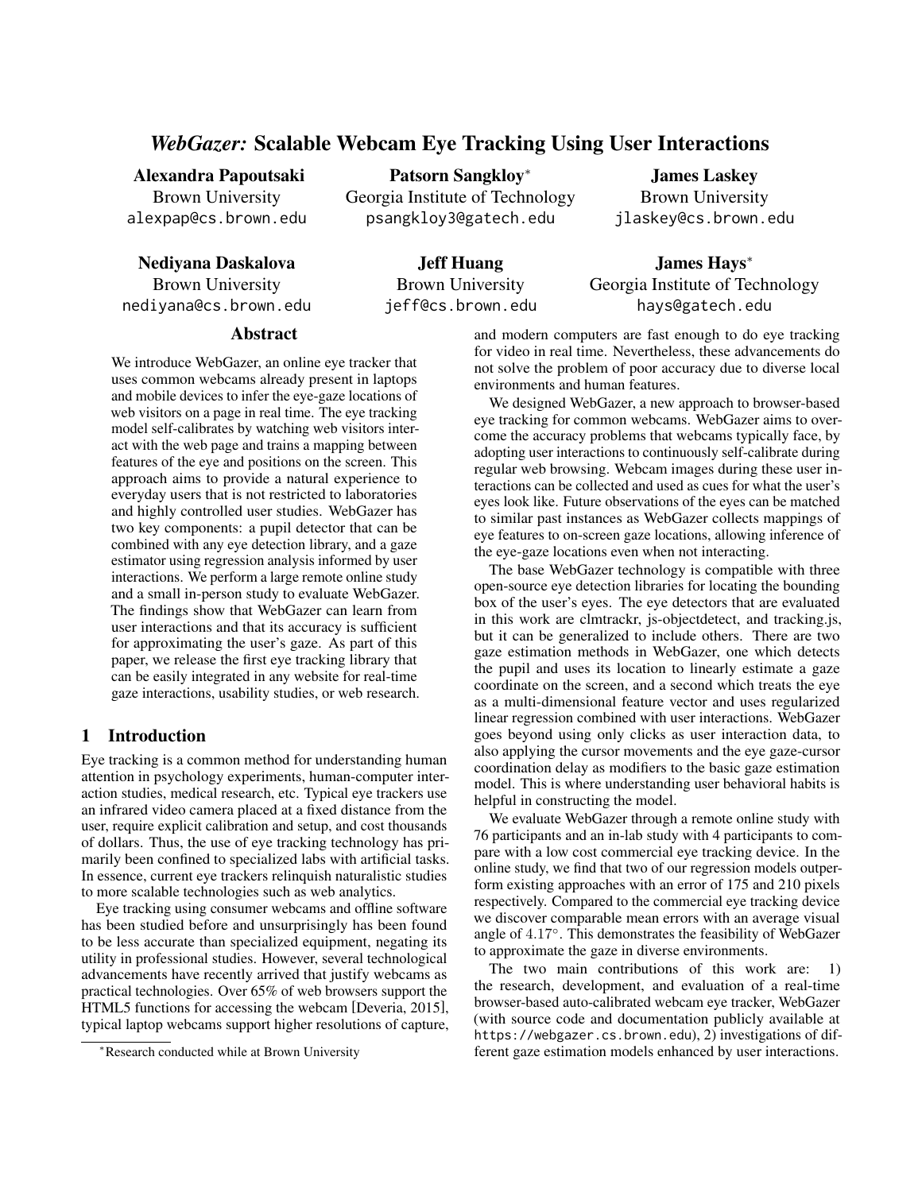# *WebGazer:* Scalable Webcam Eye Tracking Using User Interactions

**Alexandra Papoutsaki**
Brown University
alexpap@cs.brown.edu

**Patsorn Sangkloy**[*]
Georgia Institute of Technology
psangkloy3@gatech.edu

**James Laskey**
Brown University
jlaskey@cs.brown.edu

**Nediyana Daskalova**
Brown University
nediyana@cs.brown.edu

**Jeff Huang**
Brown University
jeff@cs.brown.edu

**James Hays**[*]
Georgia Institute of Technology
hays@gatech.edu

## Abstract

We introduce WebGazer, an online eye tracker that uses common webcams already present in laptops and mobile devices to infer the eye-gaze locations of web visitors on a page in real time. The eye tracking model self-calibrates by watching web visitors interact with the web page and trains a mapping between features of the eye and positions on the screen. This approach aims to provide a natural experience to everyday users that is not restricted to laboratories and highly controlled user studies. WebGazer has two key components: a pupil detector that can be combined with any eye detection library, and a gaze estimator using regression analysis informed by user interactions. We perform a large remote online study and a small in-person study to evaluate WebGazer. The findings show that WebGazer can learn from user interactions and that its accuracy is sufficient for approximating the user's gaze. As part of this paper, we release the first eye tracking library that can be easily integrated in any website for real-time gaze interactions, usability studies, or web research.

## 1 Introduction

Eye tracking is a common method for understanding human attention in psychology experiments, human-computer interaction studies, medical research, etc. Typical eye trackers use an infrared video camera placed at a fixed distance from the user, require explicit calibration and setup, and cost thousands of dollars. Thus, the use of eye tracking technology has primarily been confined to specialized labs with artificial tasks. In essence, current eye trackers relinquish naturalistic studies to more scalable technologies such as web analytics.

Eye tracking using consumer webcams and offline software has been studied before and unsurprisingly has been found to be less accurate than specialized equipment, negating its utility in professional studies. However, several technological advancements have recently arrived that justify webcams as practical technologies. Over 65% of web browsers support the HTML5 functions for accessing the webcam [Deveria, 2015], typical laptop webcams support higher resolutions of capture, and modern computers are fast enough to do eye tracking for video in real time. Nevertheless, these advancements do not solve the problem of poor accuracy due to diverse local environments and human features.

We designed WebGazer, a new approach to browser-based eye tracking for common webcams. WebGazer aims to overcome the accuracy problems that webcams typically face, by adopting user interactions to continuously self-calibrate during regular web browsing. Webcam images during these user interactions can be collected and used as cues for what the user's eyes look like. Future observations of the eyes can be matched to similar past instances as WebGazer collects mappings of eye features to on-screen gaze locations, allowing inference of the eye-gaze locations even when not interacting.

The base WebGazer technology is compatible with three open-source eye detection libraries for locating the bounding box of the user's eyes. The eye detectors that are evaluated in this work are clmtrackr, js-objectdetect, and tracking.js, but it can be generalized to include others. There are two gaze estimation methods in WebGazer, one which detects the pupil and uses its location to linearly estimate a gaze coordinate on the screen, and a second which treats the eye as a multi-dimensional feature vector and uses regularized linear regression combined with user interactions. WebGazer goes beyond using only clicks as user interaction data, to also applying the cursor movements and the eye gaze-cursor coordination delay as modifiers to the basic gaze estimation model. This is where understanding user behavioral habits is helpful in constructing the model.

We evaluate WebGazer through a remote online study with 76 participants and an in-lab study with 4 participants to compare with a low cost commercial eye tracking device. In the online study, we find that two of our regression models outperform existing approaches with an error of 175 and 210 pixels respectively. Compared to the commercial eye tracking device we discover comparable mean errors with an average visual angle of $4.17°$. This demonstrates the feasibility of WebGazer to approximate the gaze in diverse environments.

The two main contributions of this work are: 1) the research, development, and evaluation of a real-time browser-based auto-calibrated webcam eye tracker, WebGazer (with source code and documentation publicly available at https://webgazer.cs.brown.edu), 2) investigations of different gaze estimation models enhanced by user interactions.

[*] Research conducted while at Brown University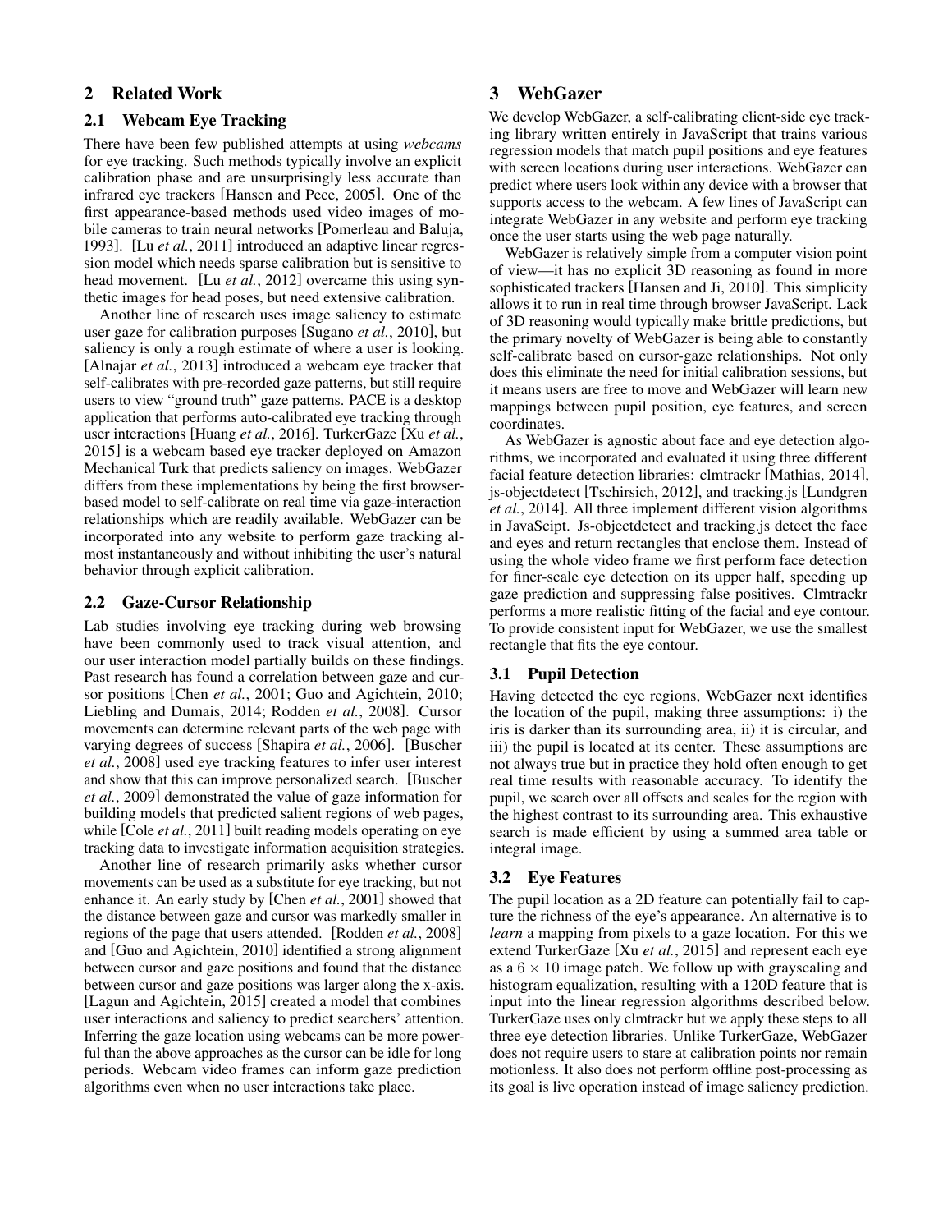## 2 Related Work

### 2.1 Webcam Eye Tracking

There have been few published attempts at using *webcams* for eye tracking. Such methods typically involve an explicit calibration phase and are unsurprisingly less accurate than infrared eye trackers [Hansen and Pece, 2005]. One of the first appearance-based methods used video images of mobile cameras to train neural networks [Pomerleau and Baluja, 1993]. [Lu *et al.*, 2011] introduced an adaptive linear regression model which needs sparse calibration but is sensitive to head movement. [Lu *et al.*, 2012] overcame this using synthetic images for head poses, but need extensive calibration.

Another line of research uses image saliency to estimate user gaze for calibration purposes [Sugano *et al.*, 2010], but saliency is only a rough estimate of where a user is looking. [Alnajar *et al.*, 2013] introduced a webcam eye tracker that self-calibrates with pre-recorded gaze patterns, but still require users to view "ground truth" gaze patterns. PACE is a desktop application that performs auto-calibrated eye tracking through user interactions [Huang *et al.*, 2016]. TurkerGaze [Xu *et al.*, 2015] is a webcam based eye tracker deployed on Amazon Mechanical Turk that predicts saliency on images. WebGazer differs from these implementations by being the first browser-based model to self-calibrate on real time via gaze-interaction relationships which are readily available. WebGazer can be incorporated into any website to perform gaze tracking almost instantaneously and without inhibiting the user's natural behavior through explicit calibration.

### 2.2 Gaze-Cursor Relationship

Lab studies involving eye tracking during web browsing have been commonly used to track visual attention, and our user interaction model partially builds on these findings. Past research has found a correlation between gaze and cursor positions [Chen *et al.*, 2001; Guo and Agichtein, 2010; Liebling and Dumais, 2014; Rodden *et al.*, 2008]. Cursor movements can determine relevant parts of the web page with varying degrees of success [Shapira *et al.*, 2006]. [Buscher *et al.*, 2008] used eye tracking features to infer user interest and show that this can improve personalized search. [Buscher *et al.*, 2009] demonstrated the value of gaze information for building models that predicted salient regions of web pages, while [Cole *et al.*, 2011] built reading models operating on eye tracking data to investigate information acquisition strategies.

Another line of research primarily asks whether cursor movements can be used as a substitute for eye tracking, but not enhance it. An early study by [Chen *et al.*, 2001] showed that the distance between gaze and cursor was markedly smaller in regions of the page that users attended. [Rodden *et al.*, 2008] and [Guo and Agichtein, 2010] identified a strong alignment between cursor and gaze positions and found that the distance between cursor and gaze positions was larger along the x-axis. [Lagun and Agichtein, 2015] created a model that combines user interactions and saliency to predict searchers' attention. Inferring the gaze location using webcams can be more powerful than the above approaches as the cursor can be idle for long periods. Webcam video frames can inform gaze prediction algorithms even when no user interactions take place.

## 3 WebGazer

We develop WebGazer, a self-calibrating client-side eye tracking library written entirely in JavaScript that trains various regression models that match pupil positions and eye features with screen locations during user interactions. WebGazer can predict where users look within any device with a browser that supports access to the webcam. A few lines of JavaScript can integrate WebGazer in any website and perform eye tracking once the user starts using the web page naturally.

WebGazer is relatively simple from a computer vision point of view—it has no explicit 3D reasoning as found in more sophisticated trackers [Hansen and Ji, 2010]. This simplicity allows it to run in real time through browser JavaScript. Lack of 3D reasoning would typically make brittle predictions, but the primary novelty of WebGazer is being able to constantly self-calibrate based on cursor-gaze relationships. Not only does this eliminate the need for initial calibration sessions, but it means users are free to move and WebGazer will learn new mappings between pupil position, eye features, and screen coordinates.

As WebGazer is agnostic about face and eye detection algorithms, we incorporated and evaluated it using three different facial feature detection libraries: clmtrackr [Mathias, 2014], js-objectdetect [Tschirsich, 2012], and tracking.js [Lundgren *et al.*, 2014]. All three implement different vision algorithms in JavaScipt. Js-objectdetect and tracking.js detect the face and eyes and return rectangles that enclose them. Instead of using the whole video frame we first perform face detection for finer-scale eye detection on its upper half, speeding up gaze prediction and suppressing false positives. Clmtrackr performs a more realistic fitting of the facial and eye contour. To provide consistent input for WebGazer, we use the smallest rectangle that fits the eye contour.

### 3.1 Pupil Detection

Having detected the eye regions, WebGazer next identifies the location of the pupil, making three assumptions: i) the iris is darker than its surrounding area, ii) it is circular, and iii) the pupil is located at its center. These assumptions are not always true but in practice they hold often enough to get real time results with reasonable accuracy. To identify the pupil, we search over all offsets and scales for the region with the highest contrast to its surrounding area. This exhaustive search is made efficient by using a summed area table or integral image.

### 3.2 Eye Features

The pupil location as a 2D feature can potentially fail to capture the richness of the eye's appearance. An alternative is to *learn* a mapping from pixels to a gaze location. For this we extend TurkerGaze [Xu *et al.*, 2015] and represent each eye as a $6 \times 10$ image patch. We follow up with grayscaling and histogram equalization, resulting with a 120D feature that is input into the linear regression algorithms described below. TurkerGaze uses only clmtrackr but we apply these steps to all three eye detection libraries. Unlike TurkerGaze, WebGazer does not require users to stare at calibration points nor remain motionless. It also does not perform offline post-processing as its goal is live operation instead of image saliency prediction.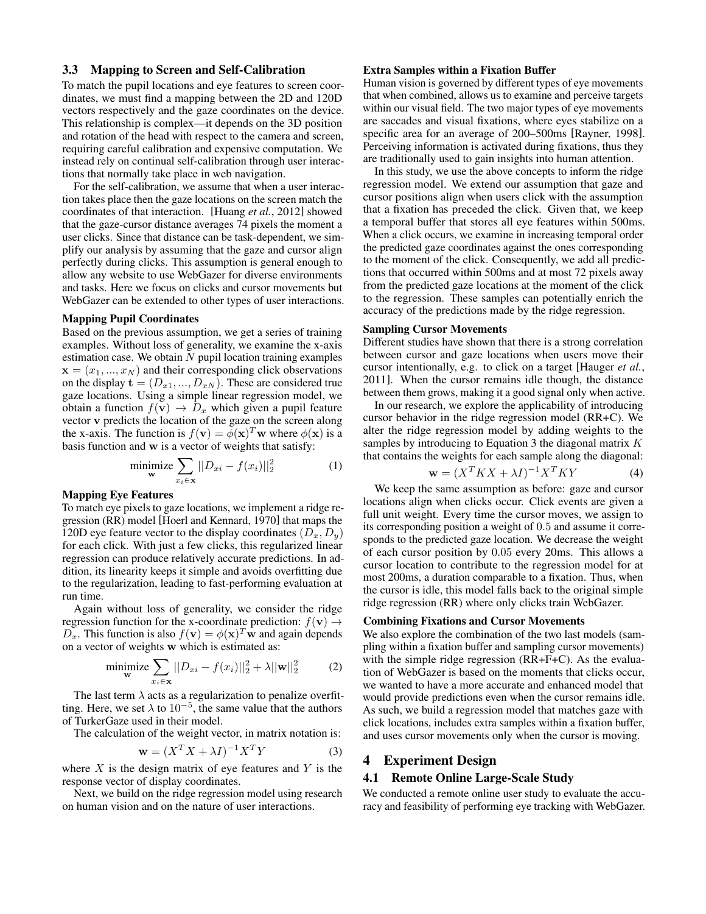### 3.3 Mapping to Screen and Self-Calibration

To match the pupil locations and eye features to screen coordinates, we must find a mapping between the 2D and 120D vectors respectively and the gaze coordinates on the device. This relationship is complex—it depends on the 3D position and rotation of the head with respect to the camera and screen, requiring careful calibration and expensive computation. We instead rely on continual self-calibration through user interactions that normally take place in web navigation.

For the self-calibration, we assume that when a user interaction takes place then the gaze locations on the screen match the coordinates of that interaction. [Huang *et al.*, 2012] showed that the gaze-cursor distance averages 74 pixels the moment a user clicks. Since that distance can be task-dependent, we simplify our analysis by assuming that the gaze and cursor align perfectly during clicks. This assumption is general enough to allow any website to use WebGazer for diverse environments and tasks. Here we focus on clicks and cursor movements but WebGazer can be extended to other types of user interactions.

**Mapping Pupil Coordinates**

Based on the previous assumption, we get a series of training examples. Without loss of generality, we examine the x-axis estimation case. We obtain $N$ pupil location training examples $\mathbf{x} = (x_1, ..., x_N)$ and their corresponding click observations on the display $\mathbf{t} = (D_{x1}, ..., D_{xN})$. These are considered true gaze locations. Using a simple linear regression model, we obtain a function $f(\mathbf{v}) \rightarrow D_x$ which given a pupil feature vector $\mathbf{v}$ predicts the location of the gaze on the screen along the x-axis. The function is $f(\mathbf{v}) = \phi(\mathbf{x})^T \mathbf{w}$ where $\phi(\mathbf{x})$ is a basis function and $\mathbf{w}$ is a vector of weights that satisfy:

$$\underset{\mathbf{w}}{\text{minimize}} \sum_{x_i \in \mathbf{x}} ||D_{xi} - f(x_i)||_2^2 \tag{1}$$

**Mapping Eye Features**

To match eye pixels to gaze locations, we implement a ridge regression (RR) model [Hoerl and Kennard, 1970] that maps the 120D eye feature vector to the display coordinates $(D_x, D_y)$ for each click. With just a few clicks, this regularized linear regression can produce relatively accurate predictions. In addition, its linearity keeps it simple and avoids overfitting due to the regularization, leading to fast-performing evaluation at run time.

Again without loss of generality, we consider the ridge regression function for the x-coordinate prediction: $f(\mathbf{v}) \rightarrow D_x$. This function is also $f(\mathbf{v}) = \phi(\mathbf{x})^T \mathbf{w}$ and again depends on a vector of weights $\mathbf{w}$ which is estimated as:

$$\underset{\mathbf{w}}{\text{minimize}} \sum_{x_i \in \mathbf{x}} ||D_{xi} - f(x_i)||_2^2 + \lambda ||\mathbf{w}||_2^2 \tag{2}$$

The last term $\lambda$ acts as a regularization to penalize overfitting. Here, we set $\lambda$ to $10^{-5}$, the same value that the authors of TurkerGaze used in their model.

The calculation of the weight vector, in matrix notation is:

$$\mathbf{w} = (X^T X + \lambda I)^{-1} X^T Y \tag{3}$$

where $X$ is the design matrix of eye features and $Y$ is the response vector of display coordinates.

Next, we build on the ridge regression model using research on human vision and on the nature of user interactions.

**Extra Samples within a Fixation Buffer**

Human vision is governed by different types of eye movements that when combined, allows us to examine and perceive targets within our visual field. The two major types of eye movements are saccades and visual fixations, where eyes stabilize on a specific area for an average of 200–500ms [Rayner, 1998]. Perceiving information is activated during fixations, thus they are traditionally used to gain insights into human attention.

In this study, we use the above concepts to inform the ridge regression model. We extend our assumption that gaze and cursor positions align when users click with the assumption that a fixation has preceded the click. Given that, we keep a temporal buffer that stores all eye features within 500ms. When a click occurs, we examine in increasing temporal order the predicted gaze coordinates against the ones corresponding to the moment of the click. Consequently, we add all predictions that occurred within 500ms and at most 72 pixels away from the predicted gaze locations at the moment of the click to the regression. These samples can potentially enrich the accuracy of the predictions made by the ridge regression.

**Sampling Cursor Movements**

Different studies have shown that there is a strong correlation between cursor and gaze locations when users move their cursor intentionally, e.g. to click on a target [Hauger *et al.*, 2011]. When the cursor remains idle though, the distance between them grows, making it a good signal only when active.

In our research, we explore the applicability of introducing cursor behavior in the ridge regression model (RR+C). We alter the ridge regression model by adding weights to the samples by introducing to Equation 3 the diagonal matrix $K$ that contains the weights for each sample along the diagonal:

$$\mathbf{w} = (X^T K X + \lambda I)^{-1} X^T K Y \tag{4}$$

We keep the same assumption as before: gaze and cursor locations align when clicks occur. Click events are given a full unit weight. Every time the cursor moves, we assign to its corresponding position a weight of $0.5$ and assume it corresponds to the predicted gaze location. We decrease the weight of each cursor position by $0.05$ every 20ms. This allows a cursor location to contribute to the regression model for at most 200ms, a duration comparable to a fixation. Thus, when the cursor is idle, this model falls back to the original simple ridge regression (RR) where only clicks train WebGazer.

**Combining Fixations and Cursor Movements**

We also explore the combination of the two last models (sampling within a fixation buffer and sampling cursor movements) with the simple ridge regression (RR+F+C). As the evaluation of WebGazer is based on the moments that clicks occur, we wanted to have a more accurate and enhanced model that would provide predictions even when the cursor remains idle. As such, we build a regression model that matches gaze with click locations, includes extra samples within a fixation buffer, and uses cursor movements only when the cursor is moving.

## 4 Experiment Design

### 4.1 Remote Online Large-Scale Study

We conducted a remote online user study to evaluate the accuracy and feasibility of performing eye tracking with WebGazer.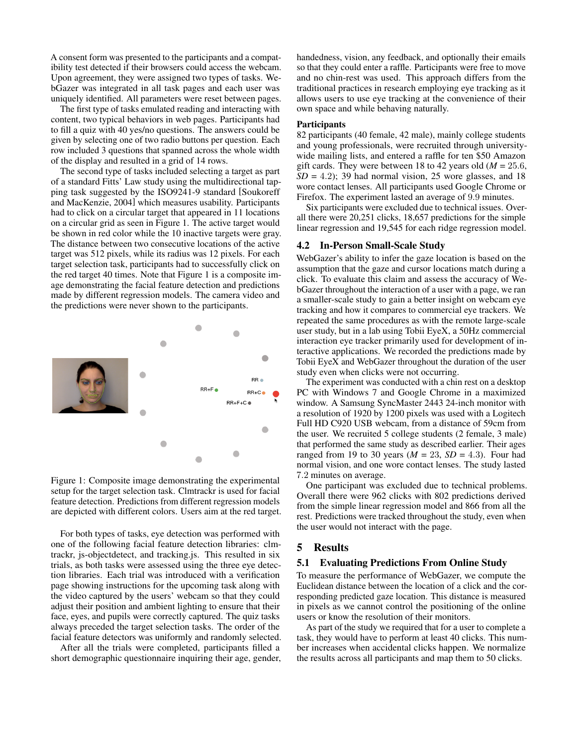A consent form was presented to the participants and a compatibility test detected if their browsers could access the webcam. Upon agreement, they were assigned two types of tasks. WebGazer was integrated in all task pages and each user was uniquely identified. All parameters were reset between pages.

The first type of tasks emulated reading and interacting with content, two typical behaviors in web pages. Participants had to fill a quiz with 40 yes/no questions. The answers could be given by selecting one of two radio buttons per question. Each row included 3 questions that spanned across the whole width of the display and resulted in a grid of 14 rows.

The second type of tasks included selecting a target as part of a standard Fitts' Law study using the multidirectional tapping task suggested by the ISO9241-9 standard [Soukoreff and MacKenzie, 2004] which measures usability. Participants had to click on a circular target that appeared in 11 locations on a circular grid as seen in Figure 1. The active target would be shown in red color while the 10 inactive targets were gray. The distance between two consecutive locations of the active target was 512 pixels, while its radius was 12 pixels. For each target selection task, participants had to successfully click on the red target 40 times. Note that Figure 1 is a composite image demonstrating the facial feature detection and predictions made by different regression models. The camera video and the predictions were never shown to the participants.

Figure 1: Composite image demonstrating the experimental setup for the target selection task. Clmtrackr is used for facial feature detection. Predictions from different regression models are depicted with different colors. Users aim at the red target.

For both types of tasks, eye detection was performed with one of the following facial feature detection libraries: clmtrackr, js-objectdetect, and tracking.js. This resulted in six trials, as both tasks were assessed using the three eye detection libraries. Each trial was introduced with a verification page showing instructions for the upcoming task along with the video captured by the users' webcam so that they could adjust their position and ambient lighting to ensure that their face, eyes, and pupils were correctly captured. The quiz tasks always preceded the target selection tasks. The order of the facial feature detectors was uniformly and randomly selected.

After all the trials were completed, participants filled a short demographic questionnaire inquiring their age, gender, handedness, vision, any feedback, and optionally their emails so that they could enter a raffle. Participants were free to move and no chin-rest was used. This approach differs from the traditional practices in research employing eye tracking as it allows users to use eye tracking at the convenience of their own space and while behaving naturally.

**Participants**

82 participants (40 female, 42 male), mainly college students and young professionals, were recruited through university-wide mailing lists, and entered a raffle for ten $50 Amazon gift cards. They were between 18 to 42 years old ($M$ = 25.6, $SD$ = 4.2); 39 had normal vision, 25 wore glasses, and 18 wore contact lenses. All participants used Google Chrome or Firefox. The experiment lasted an average of 9.9 minutes.

Six participants were excluded due to technical issues. Overall there were 20,251 clicks, 18,657 predictions for the simple linear regression and 19,545 for each ridge regression model.

## 4.2 In-Person Small-Scale Study

WebGazer's ability to infer the gaze location is based on the assumption that the gaze and cursor locations match during a click. To evaluate this claim and assess the accuracy of WebGazer throughout the interaction of a user with a page, we ran a smaller-scale study to gain a better insight on webcam eye tracking and how it compares to commercial eye trackers. We repeated the same procedures as with the remote large-scale user study, but in a lab using Tobii EyeX, a 50Hz commercial interaction eye tracker primarily used for development of interactive applications. We recorded the predictions made by Tobii EyeX and WebGazer throughout the duration of the user study even when clicks were not occurring.

The experiment was conducted with a chin rest on a desktop PC with Windows 7 and Google Chrome in a maximized window. A Samsung SyncMaster 2443 24-inch monitor with a resolution of 1920 by 1200 pixels was used with a Logitech Full HD C920 USB webcam, from a distance of 59cm from the user. We recruited 5 college students (2 female, 3 male) that performed the same study as described earlier. Their ages ranged from 19 to 30 years ($M$ = 23, $SD$ = 4.3). Four had normal vision, and one wore contact lenses. The study lasted 7.2 minutes on average.

One participant was excluded due to technical problems. Overall there were 962 clicks with 802 predictions derived from the simple linear regression model and 866 from all the rest. Predictions were tracked throughout the study, even when the user would not interact with the page.

# 5 Results

## 5.1 Evaluating Predictions From Online Study

To measure the performance of WebGazer, we compute the Euclidean distance between the location of a click and the corresponding predicted gaze location. This distance is measured in pixels as we cannot control the positioning of the online users or know the resolution of their monitors.

As part of the study we required that for a user to complete a task, they would have to perform at least 40 clicks. This number increases when accidental clicks happen. We normalize the results across all participants and map them to 50 clicks.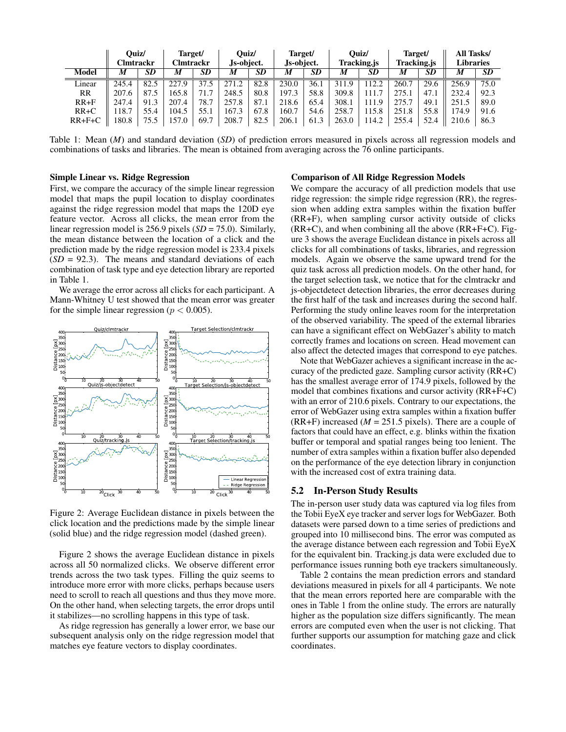| | Quiz/ Clmtrackr | | Target/ Clmtrackr | | Quiz/ Js-object. | | Target/ Js-object. | | Quiz/ Tracking.js | | Target/ Tracking.js | | All Tasks/ Libraries | |
|---|---|---|---|---|---|---|---|---|---|---|---|---|---|---|
| **Model** | ***M*** | ***SD*** | ***M*** | ***SD*** | ***M*** | ***SD*** | ***M*** | ***SD*** | ***M*** | ***SD*** | ***M*** | ***SD*** | ***M*** | ***SD*** |
| Linear | 245.4 | 82.5 | 227.9 | 37.5 | 271.2 | 82.8 | 230.0 | 36.1 | 311.9 | 112.2 | 260.7 | 29.6 | 256.9 | 75.0 |
| RR | 207.6 | 87.5 | 165.8 | 71.7 | 248.5 | 80.8 | 197.3 | 58.8 | 309.8 | 111.7 | 275.1 | 47.1 | 232.4 | 92.3 |
| RR+F | 247.4 | 91.3 | 207.4 | 78.7 | 257.8 | 87.1 | 218.6 | 65.4 | 308.1 | 111.9 | 275.7 | 49.1 | 251.5 | 89.0 |
| RR+C | 118.7 | 55.4 | 104.5 | 55.1 | 167.3 | 67.8 | 160.7 | 54.6 | 258.7 | 115.8 | 251.8 | 55.8 | 174.9 | 91.6 |
| RR+F+C | 180.8 | 75.5 | 157.0 | 69.7 | 208.7 | 82.5 | 206.1 | 61.3 | 263.0 | 114.2 | 255.4 | 52.4 | 210.6 | 86.3 |

Table 1: Mean (*M*) and standard deviation (*SD*) of prediction errors measured in pixels across all regression models and combinations of tasks and libraries. The mean is obtained from averaging across the 76 online participants.

### Simple Linear vs. Ridge Regression

First, we compare the accuracy of the simple linear regression model that maps the pupil location to display coordinates against the ridge regression model that maps the 120D eye feature vector. Across all clicks, the mean error from the linear regression model is 256.9 pixels (*SD* = 75.0). Similarly, the mean distance between the location of a click and the prediction made by the ridge regression model is 233.4 pixels (*SD* = 92.3). The means and standard deviations of each combination of task type and eye detection library are reported in Table 1.

We average the error across all clicks for each participant. A Mann-Whitney U test showed that the mean error was greater for the simple linear regression ($p < 0.005$).

Figure 2: Average Euclidean distance in pixels between the click location and the predictions made by the simple linear (solid blue) and the ridge regression model (dashed green).

Figure 2 shows the average Euclidean distance in pixels across all 50 normalized clicks. We observe different error trends across the two task types. Filling the quiz seems to introduce more error with more clicks, perhaps because users need to scroll to reach all questions and thus they move more. On the other hand, when selecting targets, the error drops until it stabilizes—no scrolling happens in this type of task.

As ridge regression has generally a lower error, we base our subsequent analysis only on the ridge regression model that matches eye feature vectors to display coordinates.

### Comparison of All Ridge Regression Models

We compare the accuracy of all prediction models that use ridge regression: the simple ridge regression (RR), the regression when adding extra samples within the fixation buffer (RR+F), when sampling cursor activity outside of clicks (RR+C), and when combining all the above (RR+F+C). Figure 3 shows the average Euclidean distance in pixels across all clicks for all combinations of tasks, libraries, and regression models. Again we observe the same upward trend for the quiz task across all prediction models. On the other hand, for the target selection task, we notice that for the clmtrackr and js-objectdetect detection libraries, the error decreases during the first half of the task and increases during the second half. Performing the study online leaves room for the interpretation of the observed variability. The speed of the external libraries can have a significant effect on WebGazer's ability to match correctly frames and locations on screen. Head movement can also affect the detected images that correspond to eye patches.

Note that WebGazer achieves a significant increase in the accuracy of the predicted gaze. Sampling cursor activity (RR+C) has the smallest average error of 174.9 pixels, followed by the model that combines fixations and cursor activity (RR+F+C) with an error of 210.6 pixels. Contrary to our expectations, the error of WebGazer using extra samples within a fixation buffer (RR+F) increased (*M* = 251.5 pixels). There are a couple of factors that could have an effect, e.g. blinks within the fixation buffer or temporal and spatial ranges being too lenient. The number of extra samples within a fixation buffer also depended on the performance of the eye detection library in conjunction with the increased cost of extra training data.

## 5.2 In-Person Study Results

The in-person user study data was captured via log files from the Tobii EyeX eye tracker and server logs for WebGazer. Both datasets were parsed down to a time series of predictions and grouped into 10 millisecond bins. The error was computed as the average distance between each regression and Tobii EyeX for the equivalent bin. Tracking.js data were excluded due to performance issues running both eye trackers simultaneously.

Table 2 contains the mean prediction errors and standard deviations measured in pixels for all 4 participants. We note that the mean errors reported here are comparable with the ones in Table 1 from the online study. The errors are naturally higher as the population size differs significantly. The mean errors are computed even when the user is not clicking. That further supports our assumption for matching gaze and click coordinates.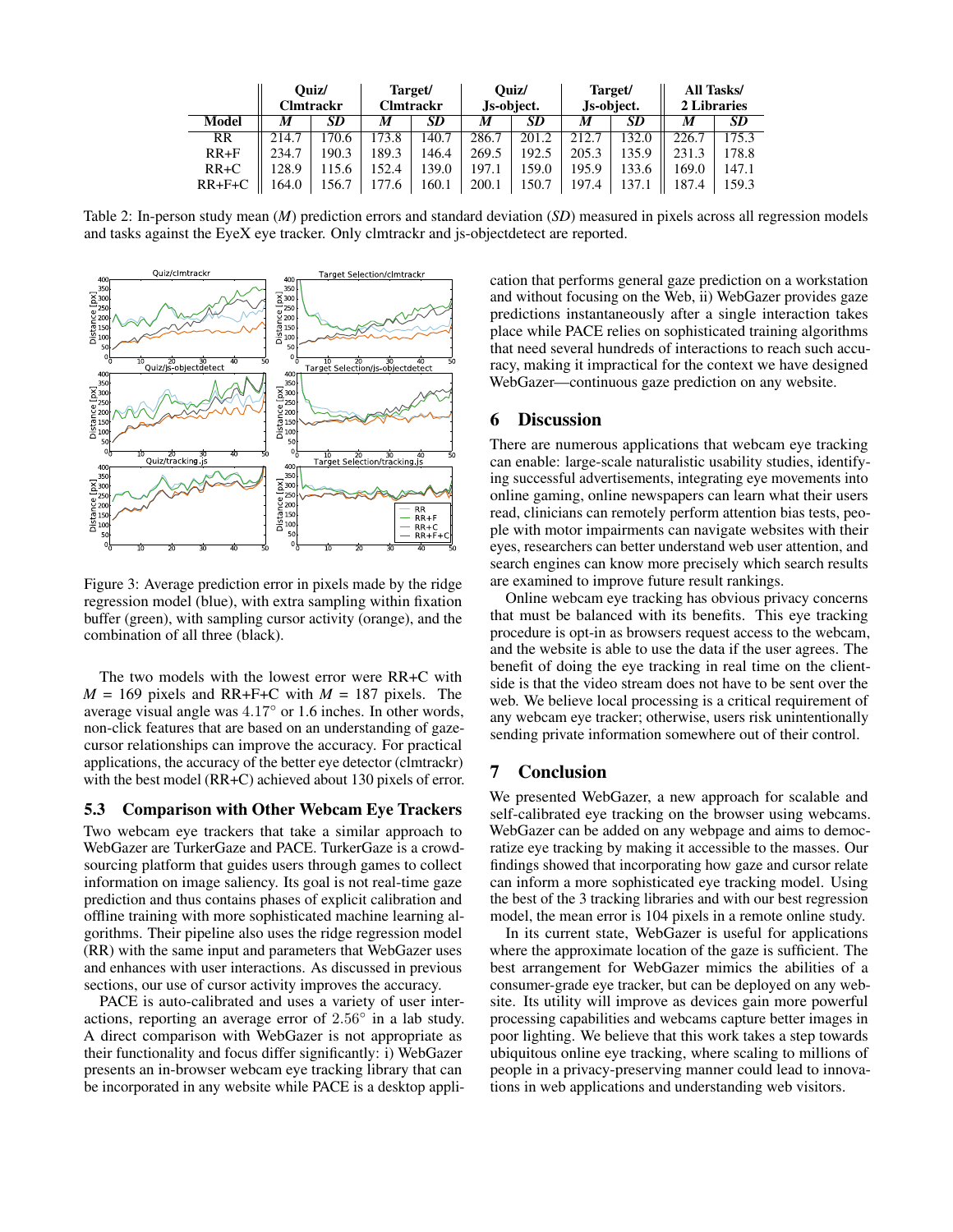| Model | Quiz/ Clmtrackr | | Target/ Clmtrackr | | Quiz/ Js-object. | | Target/ Js-object. | | All Tasks/ 2 Libraries | |
|---|---|---|---|---|---|---|---|---|---|---|
| | *M* | *SD* | *M* | *SD* | *M* | *SD* | *M* | *SD* | *M* | *SD* |
| RR | 214.7 | 170.6 | 173.8 | 140.7 | 286.7 | 201.2 | 212.7 | 132.0 | 226.7 | 175.3 |
| RR+F | 234.7 | 190.3 | 189.3 | 146.4 | 269.5 | 192.5 | 205.3 | 135.9 | 231.3 | 178.8 |
| RR+C | 128.9 | 115.6 | 152.4 | 139.0 | 197.1 | 159.0 | 195.9 | 133.6 | 169.0 | 147.1 |
| RR+F+C | 164.0 | 156.7 | 177.6 | 160.1 | 200.1 | 150.7 | 197.4 | 137.1 | 187.4 | 159.3 |

Table 2: In-person study mean (*M*) prediction errors and standard deviation (*SD*) measured in pixels across all regression models and tasks against the EyeX eye tracker. Only clmtrackr and js-objectdetect are reported.

Figure 3: Average prediction error in pixels made by the ridge regression model (blue), with extra sampling within fixation buffer (green), with sampling cursor activity (orange), and the combination of all three (black).

The two models with the lowest error were RR+C with $M$ = 169 pixels and RR+F+C with $M$ = 187 pixels. The average visual angle was $4.17^{\circ}$ or 1.6 inches. In other words, non-click features that are based on an understanding of gaze-cursor relationships can improve the accuracy. For practical applications, the accuracy of the better eye detector (clmtrackr) with the best model (RR+C) achieved about 130 pixels of error.

### 5.3 Comparison with Other Webcam Eye Trackers

Two webcam eye trackers that take a similar approach to WebGazer are TurkerGaze and PACE. TurkerGaze is a crowd-sourcing platform that guides users through games to collect information on image saliency. Its goal is not real-time gaze prediction and thus contains phases of explicit calibration and offline training with more sophisticated machine learning algorithms. Their pipeline also uses the ridge regression model (RR) with the same input and parameters that WebGazer uses and enhances with user interactions. As discussed in previous sections, our use of cursor activity improves the accuracy.

PACE is auto-calibrated and uses a variety of user interactions, reporting an average error of $2.56^{\circ}$ in a lab study. A direct comparison with WebGazer is not appropriate as their functionality and focus differ significantly: i) WebGazer presents an in-browser webcam eye tracking library that can be incorporated in any website while PACE is a desktop application that performs general gaze prediction on a workstation and without focusing on the Web, ii) WebGazer provides gaze predictions instantaneously after a single interaction takes place while PACE relies on sophisticated training algorithms that need several hundreds of interactions to reach such accuracy, making it impractical for the context we have designed WebGazer—continuous gaze prediction on any website.

## 6 Discussion

There are numerous applications that webcam eye tracking can enable: large-scale naturalistic usability studies, identifying successful advertisements, integrating eye movements into online gaming, online newspapers can learn what their users read, clinicians can remotely perform attention bias tests, people with motor impairments can navigate websites with their eyes, researchers can better understand web user attention, and search engines can know more precisely which search results are examined to improve future result rankings.

Online webcam eye tracking has obvious privacy concerns that must be balanced with its benefits. This eye tracking procedure is opt-in as browsers request access to the webcam, and the website is able to use the data if the user agrees. The benefit of doing the eye tracking in real time on the client-side is that the video stream does not have to be sent over the web. We believe local processing is a critical requirement of any webcam eye tracker; otherwise, users risk unintentionally sending private information somewhere out of their control.

## 7 Conclusion

We presented WebGazer, a new approach for scalable and self-calibrated eye tracking on the browser using webcams. WebGazer can be added on any webpage and aims to democratize eye tracking by making it accessible to the masses. Our findings showed that incorporating how gaze and cursor relate can inform a more sophisticated eye tracking model. Using the best of the 3 tracking libraries and with our best regression model, the mean error is 104 pixels in a remote online study.

In its current state, WebGazer is useful for applications where the approximate location of the gaze is sufficient. The best arrangement for WebGazer mimics the abilities of a consumer-grade eye tracker, but can be deployed on any website. Its utility will improve as devices gain more powerful processing capabilities and webcams capture better images in poor lighting. We believe that this work takes a step towards ubiquitous online eye tracking, where scaling to millions of people in a privacy-preserving manner could lead to innovations in web applications and understanding web visitors.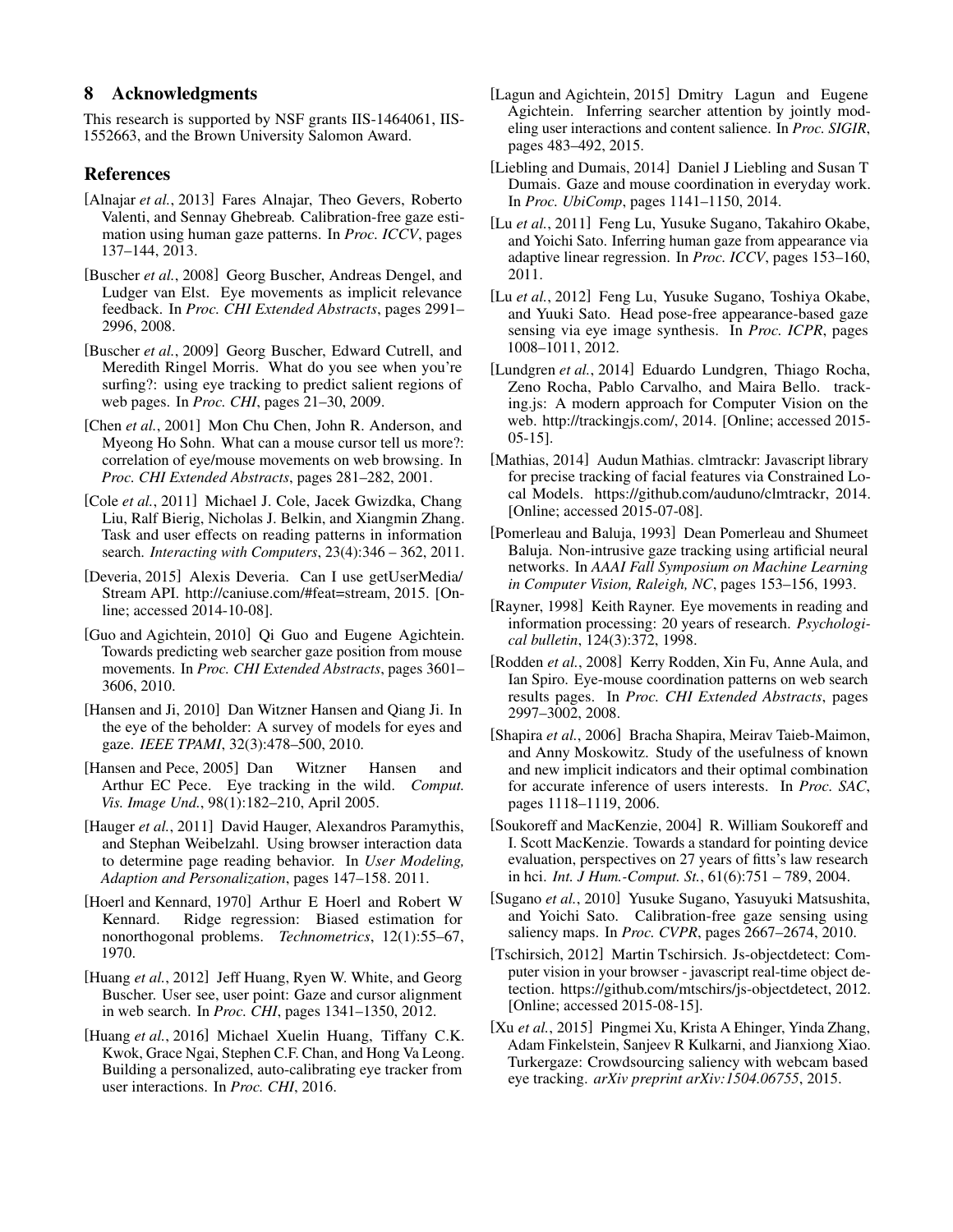## 8 Acknowledgments

This research is supported by NSF grants IIS-1464061, IIS-1552663, and the Brown University Salomon Award.

## References

[Alnajar *et al.*, 2013] Fares Alnajar, Theo Gevers, Roberto Valenti, and Sennay Ghebreab. Calibration-free gaze estimation using human gaze patterns. In *Proc. ICCV*, pages 137–144, 2013.

[Buscher *et al.*, 2008] Georg Buscher, Andreas Dengel, and Ludger van Elst. Eye movements as implicit relevance feedback. In *Proc. CHI Extended Abstracts*, pages 2991–2996, 2008.

[Buscher *et al.*, 2009] Georg Buscher, Edward Cutrell, and Meredith Ringel Morris. What do you see when you're surfing?: using eye tracking to predict salient regions of web pages. In *Proc. CHI*, pages 21–30, 2009.

[Chen *et al.*, 2001] Mon Chu Chen, John R. Anderson, and Myeong Ho Sohn. What can a mouse cursor tell us more?: correlation of eye/mouse movements on web browsing. In *Proc. CHI Extended Abstracts*, pages 281–282, 2001.

[Cole *et al.*, 2011] Michael J. Cole, Jacek Gwizdka, Chang Liu, Ralf Bierig, Nicholas J. Belkin, and Xiangmin Zhang. Task and user effects on reading patterns in information search. *Interacting with Computers*, 23(4):346 – 362, 2011.

[Deveria, 2015] Alexis Deveria. Can I use getUserMedia/ Stream API. http://caniuse.com/#feat=stream, 2015. [Online; accessed 2014-10-08].

[Guo and Agichtein, 2010] Qi Guo and Eugene Agichtein. Towards predicting web searcher gaze position from mouse movements. In *Proc. CHI Extended Abstracts*, pages 3601–3606, 2010.

[Hansen and Ji, 2010] Dan Witzner Hansen and Qiang Ji. In the eye of the beholder: A survey of models for eyes and gaze. *IEEE TPAMI*, 32(3):478–500, 2010.

[Hansen and Pece, 2005] Dan Witzner Hansen and Arthur EC Pece. Eye tracking in the wild. *Comput. Vis. Image Und.*, 98(1):182–210, April 2005.

[Hauger *et al.*, 2011] David Hauger, Alexandros Paramythis, and Stephan Weibelzahl. Using browser interaction data to determine page reading behavior. In *User Modeling, Adaption and Personalization*, pages 147–158. 2011.

[Hoerl and Kennard, 1970] Arthur E Hoerl and Robert W Kennard. Ridge regression: Biased estimation for nonorthogonal problems. *Technometrics*, 12(1):55–67, 1970.

[Huang *et al.*, 2012] Jeff Huang, Ryen W. White, and Georg Buscher. User see, user point: Gaze and cursor alignment in web search. In *Proc. CHI*, pages 1341–1350, 2012.

[Huang *et al.*, 2016] Michael Xuelin Huang, Tiffany C.K. Kwok, Grace Ngai, Stephen C.F. Chan, and Hong Va Leong. Building a personalized, auto-calibrating eye tracker from user interactions. In *Proc. CHI*, 2016.

[Lagun and Agichtein, 2015] Dmitry Lagun and Eugene Agichtein. Inferring searcher attention by jointly modeling user interactions and content salience. In *Proc. SIGIR*, pages 483–492, 2015.

[Liebling and Dumais, 2014] Daniel J Liebling and Susan T Dumais. Gaze and mouse coordination in everyday work. In *Proc. UbiComp*, pages 1141–1150, 2014.

[Lu *et al.*, 2011] Feng Lu, Yusuke Sugano, Takahiro Okabe, and Yoichi Sato. Inferring human gaze from appearance via adaptive linear regression. In *Proc. ICCV*, pages 153–160, 2011.

[Lu *et al.*, 2012] Feng Lu, Yusuke Sugano, Toshiya Okabe, and Yuuki Sato. Head pose-free appearance-based gaze sensing via eye image synthesis. In *Proc. ICPR*, pages 1008–1011, 2012.

[Lundgren *et al.*, 2014] Eduardo Lundgren, Thiago Rocha, Zeno Rocha, Pablo Carvalho, and Maira Bello. tracking.js: A modern approach for Computer Vision on the web. http://trackingjs.com/, 2014. [Online; accessed 2015-05-15].

[Mathias, 2014] Audun Mathias. clmtrackr: Javascript library for precise tracking of facial features via Constrained Local Models. https://github.com/auduno/clmtrackr, 2014. [Online; accessed 2015-07-08].

[Pomerleau and Baluja, 1993] Dean Pomerleau and Shumeet Baluja. Non-intrusive gaze tracking using artificial neural networks. In *AAAI Fall Symposium on Machine Learning in Computer Vision, Raleigh, NC*, pages 153–156, 1993.

[Rayner, 1998] Keith Rayner. Eye movements in reading and information processing: 20 years of research. *Psychological bulletin*, 124(3):372, 1998.

[Rodden *et al.*, 2008] Kerry Rodden, Xin Fu, Anne Aula, and Ian Spiro. Eye-mouse coordination patterns on web search results pages. In *Proc. CHI Extended Abstracts*, pages 2997–3002, 2008.

[Shapira *et al.*, 2006] Bracha Shapira, Meirav Taieb-Maimon, and Anny Moskowitz. Study of the usefulness of known and new implicit indicators and their optimal combination for accurate inference of users interests. In *Proc. SAC*, pages 1118–1119, 2006.

[Soukoreff and MacKenzie, 2004] R. William Soukoreff and I. Scott MacKenzie. Towards a standard for pointing device evaluation, perspectives on 27 years of fitts's law research in hci. *Int. J Hum.-Comput. St.*, 61(6):751 – 789, 2004.

[Sugano *et al.*, 2010] Yusuke Sugano, Yasuyuki Matsushita, and Yoichi Sato. Calibration-free gaze sensing using saliency maps. In *Proc. CVPR*, pages 2667–2674, 2010.

[Tschirsich, 2012] Martin Tschirsich. Js-objectdetect: Computer vision in your browser - javascript real-time object detection. https://github.com/mtschirs/js-objectdetect, 2012. [Online; accessed 2015-08-15].

[Xu *et al.*, 2015] Pingmei Xu, Krista A Ehinger, Yinda Zhang, Adam Finkelstein, Sanjeev R Kulkarni, and Jianxiong Xiao. Turkergaze: Crowdsourcing saliency with webcam based eye tracking. *arXiv preprint arXiv:1504.06755*, 2015.